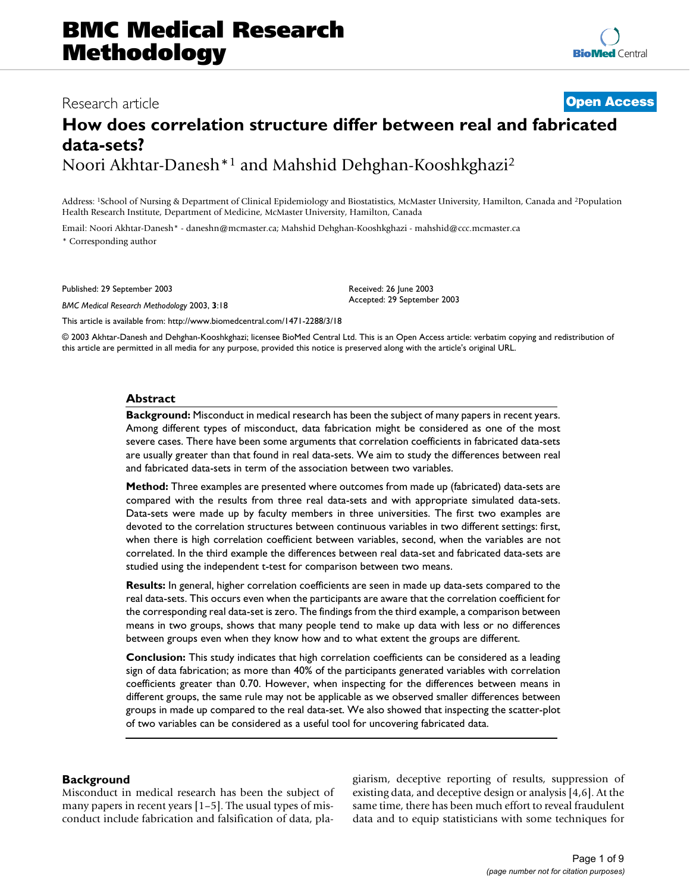# BMC Medical Research Methodology

Research article

**Open Access**

## How does correlation structure differ between real and fabricated data-sets?

Noori Akhtar-Danesh*[1] and Mahshid Dehghan-Kooshkghazi[2]

Address: [1]School of Nursing & Department of Clinical Epidemiology and Biostatistics, McMaster University, Hamilton, Canada and [2]Population Health Research Institute, Department of Medicine, McMaster University, Hamilton, Canada

Email: Noori Akhtar-Danesh* - daneshn@mcmaster.ca; Mahshid Dehghan-Kooshkghazi - mahshid@ccc.mcmaster.ca

* Corresponding author

Published: 29 September 2003

*BMC Medical Research Methodology* 2003, **3**:18

Received: 26 June 2003
Accepted: 29 September 2003

This article is available from: http://www.biomedcentral.com/1471-2288/3/18

© 2003 Akhtar-Danesh and Dehghan-Kooshkghazi; licensee BioMed Central Ltd. This is an Open Access article: verbatim copying and redistribution of this article are permitted in all media for any purpose, provided this notice is preserved along with the article's original URL.

### Abstract

**Background:** Misconduct in medical research has been the subject of many papers in recent years. Among different types of misconduct, data fabrication might be considered as one of the most severe cases. There have been some arguments that correlation coefficients in fabricated data-sets are usually greater than that found in real data-sets. We aim to study the differences between real and fabricated data-sets in term of the association between two variables.

**Method:** Three examples are presented where outcomes from made up (fabricated) data-sets are compared with the results from three real data-sets and with appropriate simulated data-sets. Data-sets were made up by faculty members in three universities. The first two examples are devoted to the correlation structures between continuous variables in two different settings: first, when there is high correlation coefficient between variables, second, when the variables are not correlated. In the third example the differences between real data-set and fabricated data-sets are studied using the independent t-test for comparison between two means.

**Results:** In general, higher correlation coefficients are seen in made up data-sets compared to the real data-sets. This occurs even when the participants are aware that the correlation coefficient for the corresponding real data-set is zero. The findings from the third example, a comparison between means in two groups, shows that many people tend to make up data with less or no differences between groups even when they know how and to what extent the groups are different.

**Conclusion:** This study indicates that high correlation coefficients can be considered as a leading sign of data fabrication; as more than 40% of the participants generated variables with correlation coefficients greater than 0.70. However, when inspecting for the differences between means in different groups, the same rule may not be applicable as we observed smaller differences between groups in made up compared to the real data-set. We also showed that inspecting the scatter-plot of two variables can be considered as a useful tool for uncovering fabricated data.

### Background

Misconduct in medical research has been the subject of many papers in recent years [1–5]. The usual types of misconduct include fabrication and falsification of data, plagiarism, deceptive reporting of results, suppression of existing data, and deceptive design or analysis [4,6]. At the same time, there has been much effort to reveal fraudulent data and to equip statisticians with some techniques for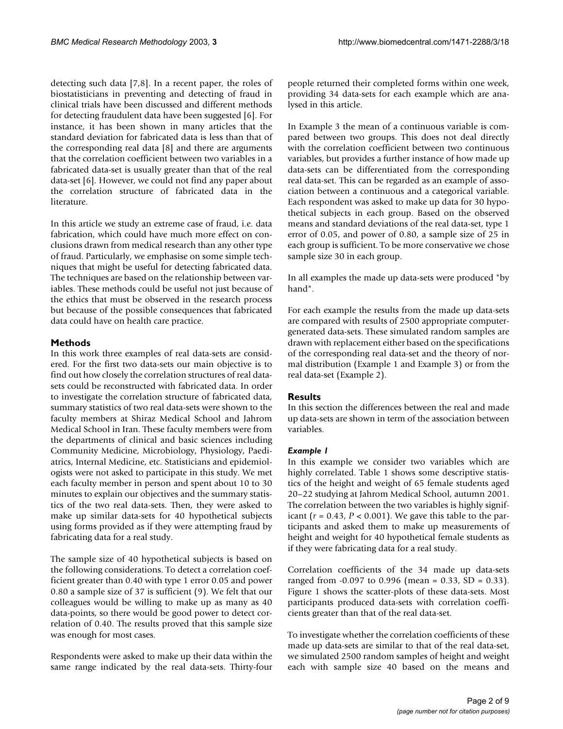detecting such data [7,8]. In a recent paper, the roles of biostatisticians in preventing and detecting of fraud in clinical trials have been discussed and different methods for detecting fraudulent data have been suggested [6]. For instance, it has been shown in many articles that the standard deviation for fabricated data is less than that of the corresponding real data [8] and there are arguments that the correlation coefficient between two variables in a fabricated data-set is usually greater than that of the real data-set [6]. However, we could not find any paper about the correlation structure of fabricated data in the literature.

In this article we study an extreme case of fraud, i.e. data fabrication, which could have much more effect on conclusions drawn from medical research than any other type of fraud. Particularly, we emphasise on some simple techniques that might be useful for detecting fabricated data. The techniques are based on the relationship between variables. These methods could be useful not just because of the ethics that must be observed in the research process but because of the possible consequences that fabricated data could have on health care practice.

## Methods

In this work three examples of real data-sets are considered. For the first two data-sets our main objective is to find out how closely the correlation structures of real data-sets could be reconstructed with fabricated data. In order to investigate the correlation structure of fabricated data, summary statistics of two real data-sets were shown to the faculty members at Shiraz Medical School and Jahrom Medical School in Iran. These faculty members were from the departments of clinical and basic sciences including Community Medicine, Microbiology, Physiology, Paediatrics, Internal Medicine, etc. Statisticians and epidemiologists were not asked to participate in this study. We met each faculty member in person and spent about 10 to 30 minutes to explain our objectives and the summary statistics of the two real data-sets. Then, they were asked to make up similar data-sets for 40 hypothetical subjects using forms provided as if they were attempting fraud by fabricating data for a real study.

The sample size of 40 hypothetical subjects is based on the following considerations. To detect a correlation coefficient greater than 0.40 with type 1 error 0.05 and power 0.80 a sample size of 37 is sufficient (9). We felt that our colleagues would be willing to make up as many as 40 data-points, so there would be good power to detect correlation of 0.40. The results proved that this sample size was enough for most cases.

Respondents were asked to make up their data within the same range indicated by the real data-sets. Thirty-four people returned their completed forms within one week, providing 34 data-sets for each example which are analysed in this article.

In Example 3 the mean of a continuous variable is compared between two groups. This does not deal directly with the correlation coefficient between two continuous variables, but provides a further instance of how made up data-sets can be differentiated from the corresponding real data-set. This can be regarded as an example of association between a continuous and a categorical variable. Each respondent was asked to make up data for 30 hypothetical subjects in each group. Based on the observed means and standard deviations of the real data-set, type 1 error of 0.05, and power of 0.80, a sample size of 25 in each group is sufficient. To be more conservative we chose sample size 30 in each group.

In all examples the made up data-sets were produced "by hand".

For each example the results from the made up data-sets are compared with results of 2500 appropriate computer-generated data-sets. These simulated random samples are drawn with replacement either based on the specifications of the corresponding real data-set and the theory of normal distribution (Example 1 and Example 3) or from the real data-set (Example 2).

## Results

In this section the differences between the real and made up data-sets are shown in term of the association between variables.

### *Example 1*

In this example we consider two variables which are highly correlated. Table 1 shows some descriptive statistics of the height and weight of 65 female students aged 20–22 studying at Jahrom Medical School, autumn 2001. The correlation between the two variables is highly significant ($r = 0.43$, $P < 0.001$). We gave this table to the participants and asked them to make up measurements of height and weight for 40 hypothetical female students as if they were fabricating data for a real study.

Correlation coefficients of the 34 made up data-sets ranged from -0.097 to 0.996 (mean = 0.33, SD = 0.33). Figure 1 shows the scatter-plots of these data-sets. Most participants produced data-sets with correlation coefficients greater than that of the real data-set.

To investigate whether the correlation coefficients of these made up data-sets are similar to that of the real data-set, we simulated 2500 random samples of height and weight each with sample size 40 based on the means and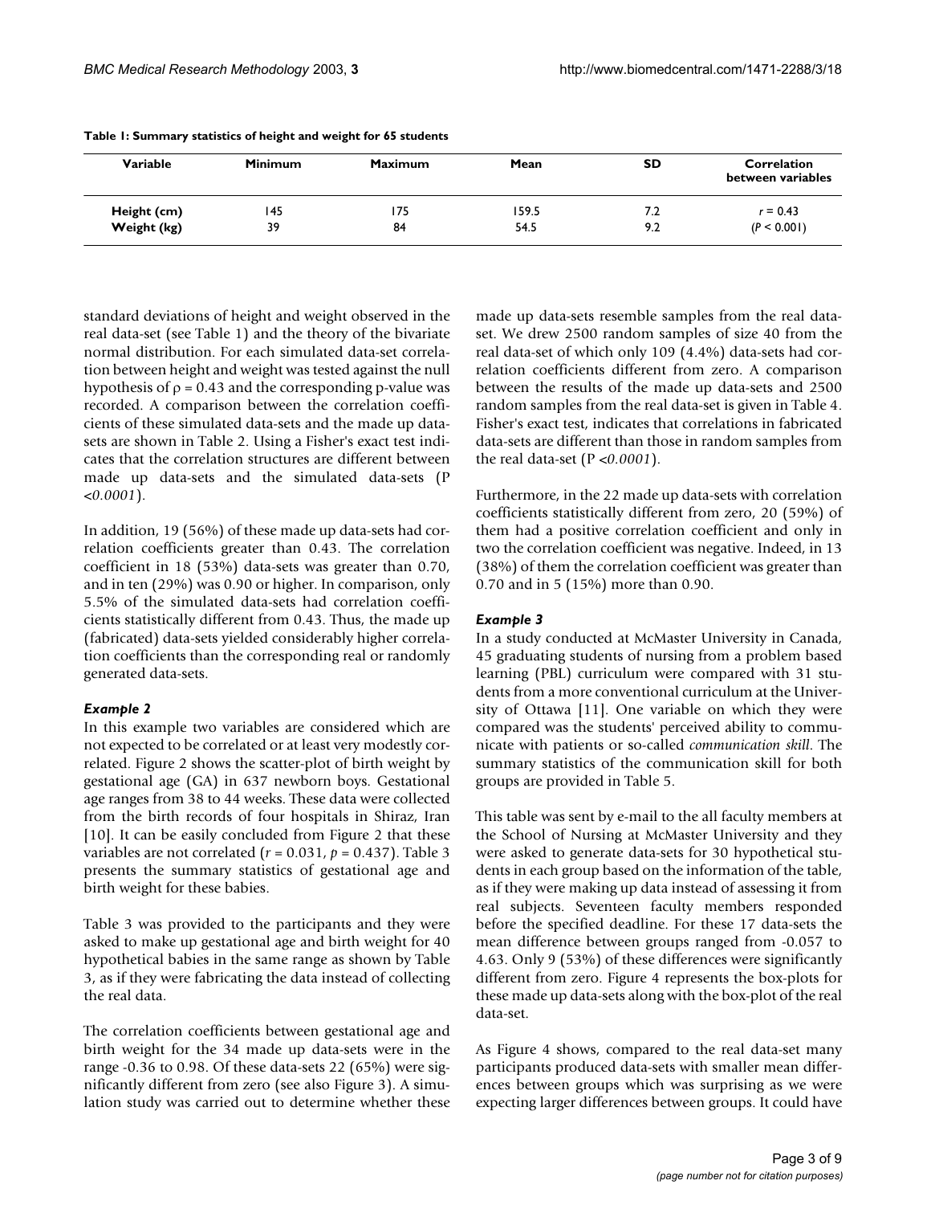**Table 1: Summary statistics of height and weight for 65 students**

| Variable | Minimum | Maximum | Mean | SD | Correlation between variables |
|---|---|---|---|---|---|
| Height (cm) | 145 | 175 | 159.5 | 7.2 | $r = 0.43$ |
| Weight (kg) | 39 | 84 | 54.5 | 9.2 | ($P < 0.001$) |

standard deviations of height and weight observed in the real data-set (see Table 1) and the theory of the bivariate normal distribution. For each simulated data-set correlation between height and weight was tested against the null hypothesis of $\rho = 0.43$ and the corresponding p-value was recorded. A comparison between the correlation coefficients of these simulated data-sets and the made up data-sets are shown in Table 2. Using a Fisher's exact test indicates that the correlation structures are different between made up data-sets and the simulated data-sets ($P < 0.0001$).

In addition, 19 (56%) of these made up data-sets had correlation coefficients greater than 0.43. The correlation coefficient in 18 (53%) data-sets was greater than 0.70, and in ten (29%) was 0.90 or higher. In comparison, only 5.5% of the simulated data-sets had correlation coefficients statistically different from 0.43. Thus, the made up (fabricated) data-sets yielded considerably higher correlation coefficients than the corresponding real or randomly generated data-sets.

### *Example 2*

In this example two variables are considered which are not expected to be correlated or at least very modestly correlated. Figure 2 shows the scatter-plot of birth weight by gestational age (GA) in 637 newborn boys. Gestational age ranges from 38 to 44 weeks. These data were collected from the birth records of four hospitals in Shiraz, Iran [10]. It can be easily concluded from Figure 2 that these variables are not correlated ($r = 0.031$, $p = 0.437$). Table 3 presents the summary statistics of gestational age and birth weight for these babies.

Table 3 was provided to the participants and they were asked to make up gestational age and birth weight for 40 hypothetical babies in the same range as shown by Table 3, as if they were fabricating the data instead of collecting the real data.

The correlation coefficients between gestational age and birth weight for the 34 made up data-sets were in the range -0.36 to 0.98. Of these data-sets 22 (65%) were significantly different from zero (see also Figure 3). A simulation study was carried out to determine whether these made up data-sets resemble samples from the real data-set. We drew 2500 random samples of size 40 from the real data-set of which only 109 (4.4%) data-sets had correlation coefficients different from zero. A comparison between the results of the made up data-sets and 2500 random samples from the real data-set is given in Table 4. Fisher's exact test, indicates that correlations in fabricated data-sets are different than those in random samples from the real data-set ($P < 0.0001$).

Furthermore, in the 22 made up data-sets with correlation coefficients statistically different from zero, 20 (59%) of them had a positive correlation coefficient and only in two the correlation coefficient was negative. Indeed, in 13 (38%) of them the correlation coefficient was greater than 0.70 and in 5 (15%) more than 0.90.

### *Example 3*

In a study conducted at McMaster University in Canada, 45 graduating students of nursing from a problem based learning (PBL) curriculum were compared with 31 students from a more conventional curriculum at the University of Ottawa [11]. One variable on which they were compared was the students' perceived ability to communicate with patients or so-called *communication skill*. The summary statistics of the communication skill for both groups are provided in Table 5.

This table was sent by e-mail to the all faculty members at the School of Nursing at McMaster University and they were asked to generate data-sets for 30 hypothetical students in each group based on the information of the table, as if they were making up data instead of assessing it from real subjects. Seventeen faculty members responded before the specified deadline. For these 17 data-sets the mean difference between groups ranged from -0.057 to 4.63. Only 9 (53%) of these differences were significantly different from zero. Figure 4 represents the box-plots for these made up data-sets along with the box-plot of the real data-set.

As Figure 4 shows, compared to the real data-set many participants produced data-sets with smaller mean differences between groups which was surprising as we were expecting larger differences between groups. It could have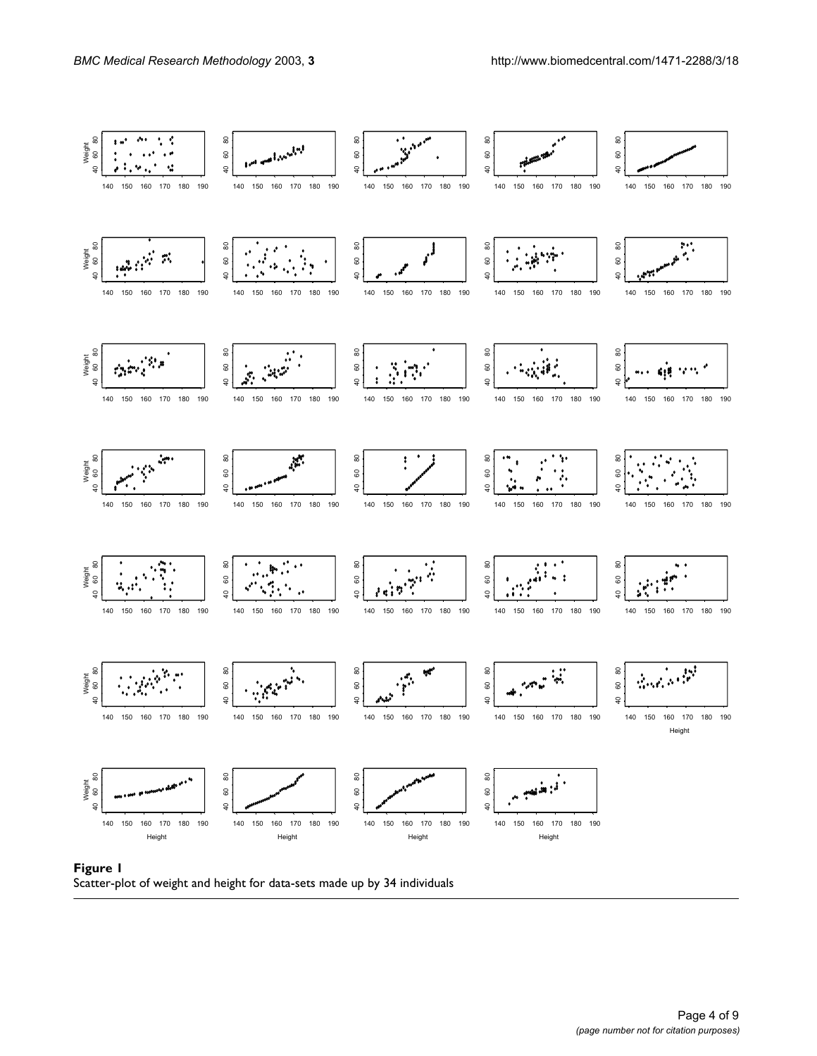**Figure 1**
Scatter-plot of weight and height for data-sets made up by 34 individuals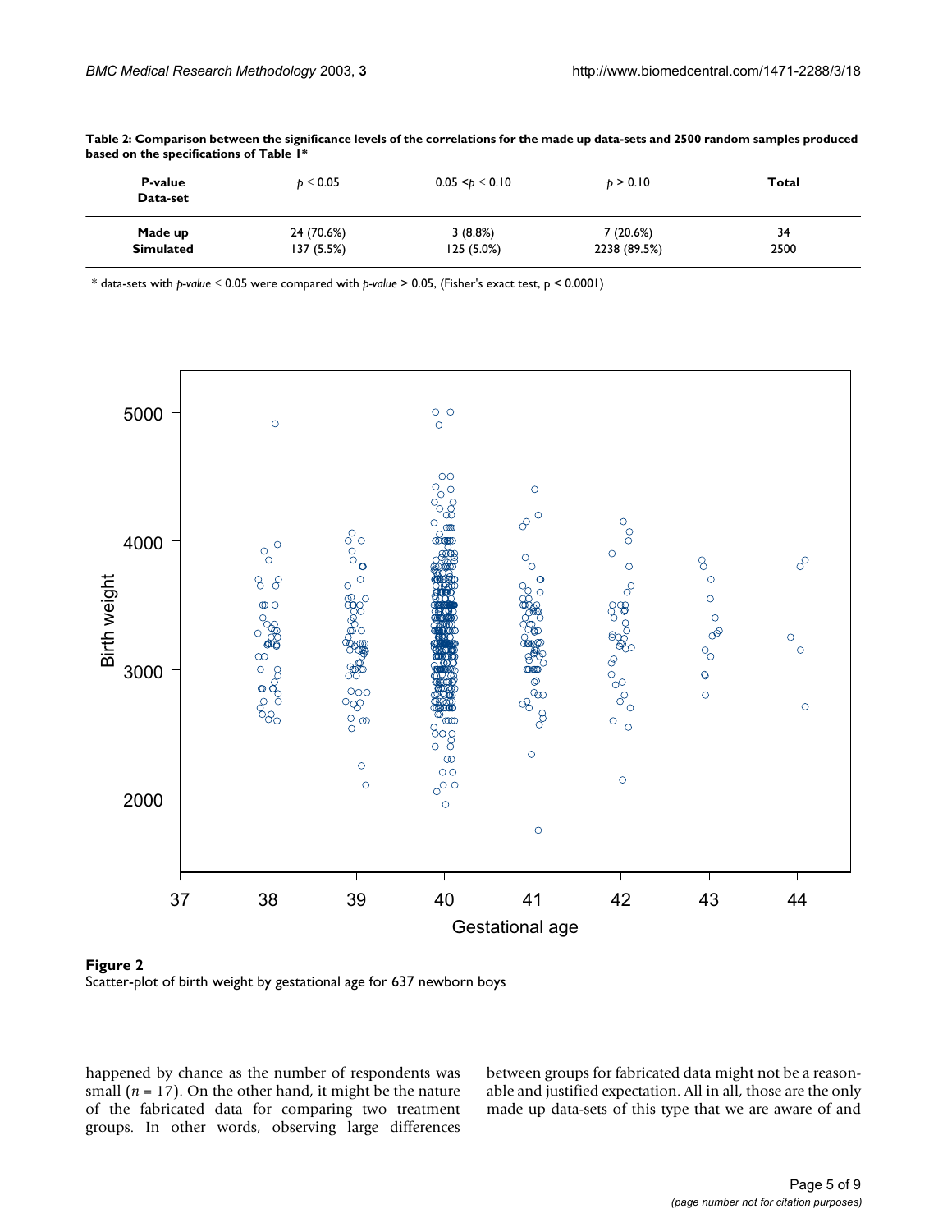**Table 2: Comparison between the significance levels of the correlations for the made up data-sets and 2500 random samples produced based on the specifications of Table 1***

| P-value / Data-set | $p \leq 0.05$ | $0.05 < p \leq 0.10$ | $p > 0.10$ | Total |
|---|---|---|---|---|
| **Made up** | 24 (70.6%) | 3 (8.8%) | 7 (20.6%) | 34 |
| **Simulated** | 137 (5.5%) | 125 (5.0%) | 2238 (89.5%) | 2500 |

\* data-sets with *p-value* $\leq 0.05$ were compared with *p-value* $> 0.05$, (Fisher's exact test, $p < 0.0001$)

**Figure 2**
Scatter-plot of birth weight by gestational age for 637 newborn boys

happened by chance as the number of respondents was small ($n = 17$). On the other hand, it might be the nature of the fabricated data for comparing two treatment groups. In other words, observing large differences between groups for fabricated data might not be a reasonable and justified expectation. All in all, those are the only made up data-sets of this type that we are aware of and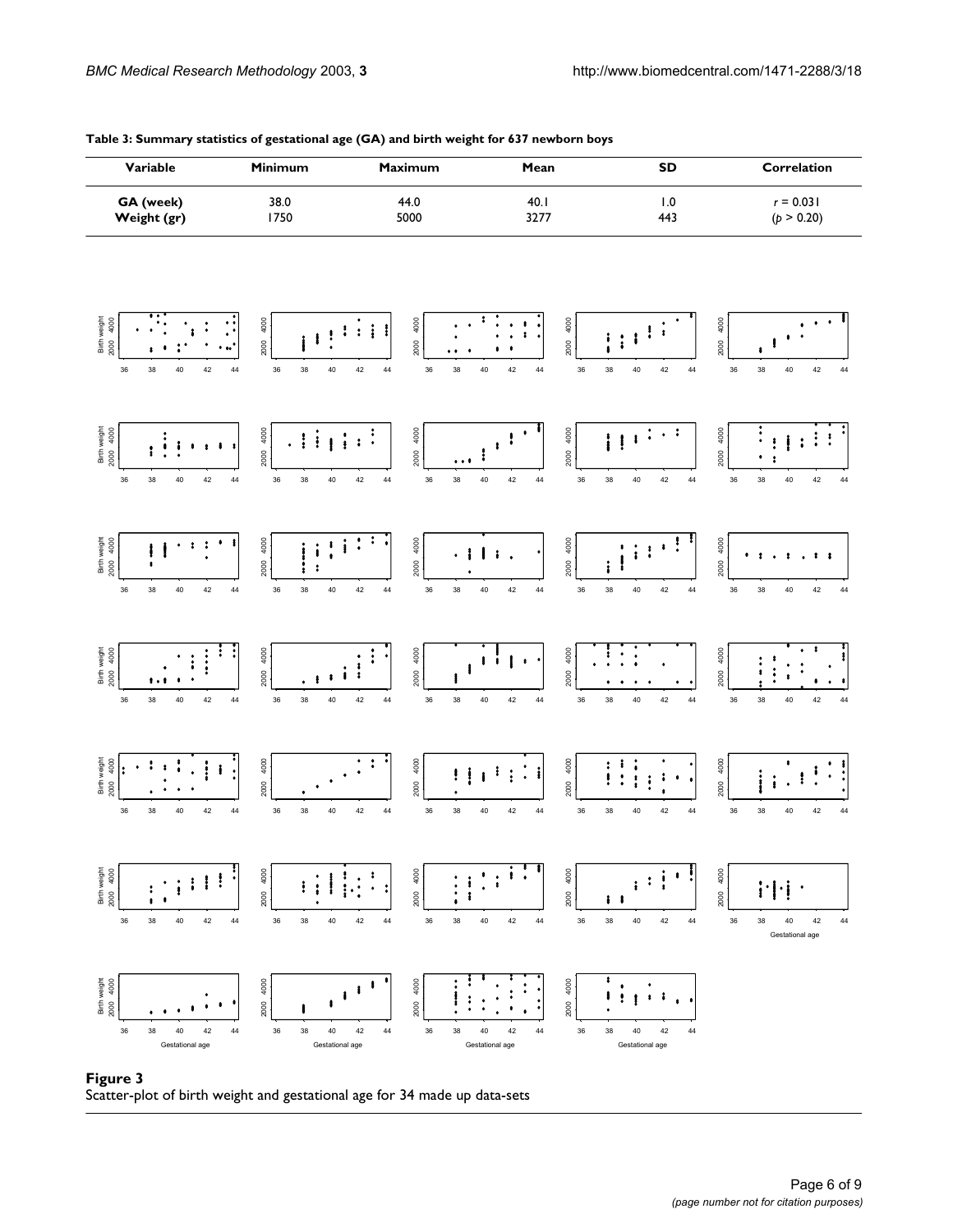**Table 3: Summary statistics of gestational age (GA) and birth weight for 637 newborn boys**

| Variable | Minimum | Maximum | Mean | SD | Correlation |
|---|---|---|---|---|---|
| **GA (week)** | 38.0 | 44.0 | 40.1 | 1.0 | $r = 0.031$ |
| **Weight (gr)** | 1750 | 5000 | 3277 | 443 | ($p > 0.20$) |

**Figure 3**
Scatter-plot of birth weight and gestational age for 34 made up data-sets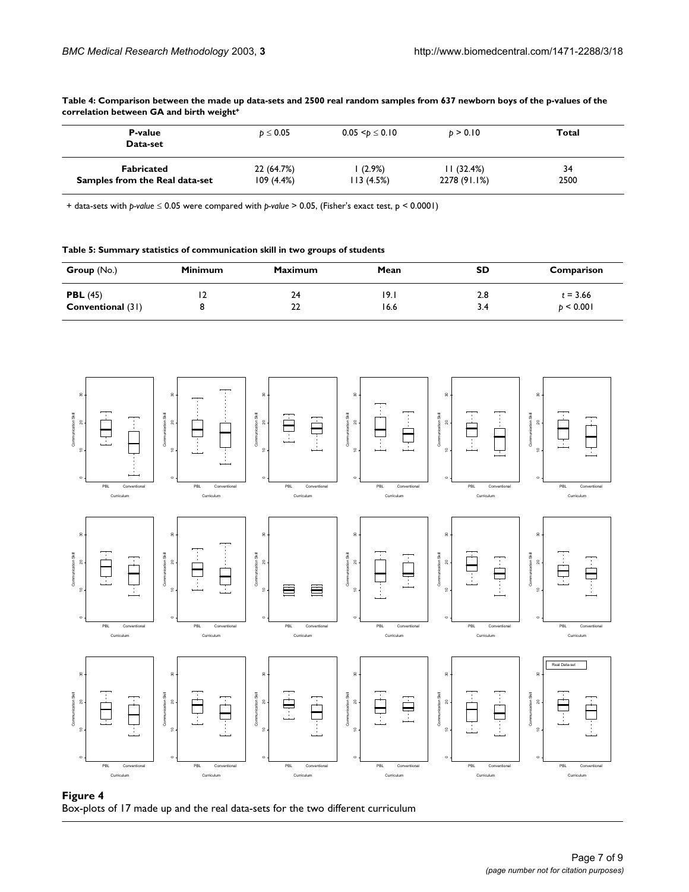**Table 4: Comparison between the made up data-sets and 2500 real random samples from 637 newborn boys of the p-values of the correlation between GA and birth weight+**

| P-value / Data-set | $p \leq 0.05$ | $0.05 < p \leq 0.10$ | $p > 0.10$ | Total |
|---|---|---|---|---|
| Fabricated | 22 (64.7%) | 1 (2.9%) | 11 (32.4%) | 34 |
| Samples from the Real data-set | 109 (4.4%) | 113 (4.5%) | 2278 (91.1%) | 2500 |

+ data-sets with *p-value* $\leq 0.05$ were compared with *p-value* $> 0.05$, (Fisher's exact test, $p < 0.0001$)

**Table 5: Summary statistics of communication skill in two groups of students**

| Group (No.) | Minimum | Maximum | Mean | SD | Comparison |
|---|---|---|---|---|---|
| **PBL** (45) | 12 | 24 | 19.1 | 2.8 | $t = 3.66$ |
| **Conventional** (31) | 8 | 22 | 16.6 | 3.4 | $p < 0.001$ |

**Figure 4**

Box-plots of 17 made up and the real data-sets for the two different curriculum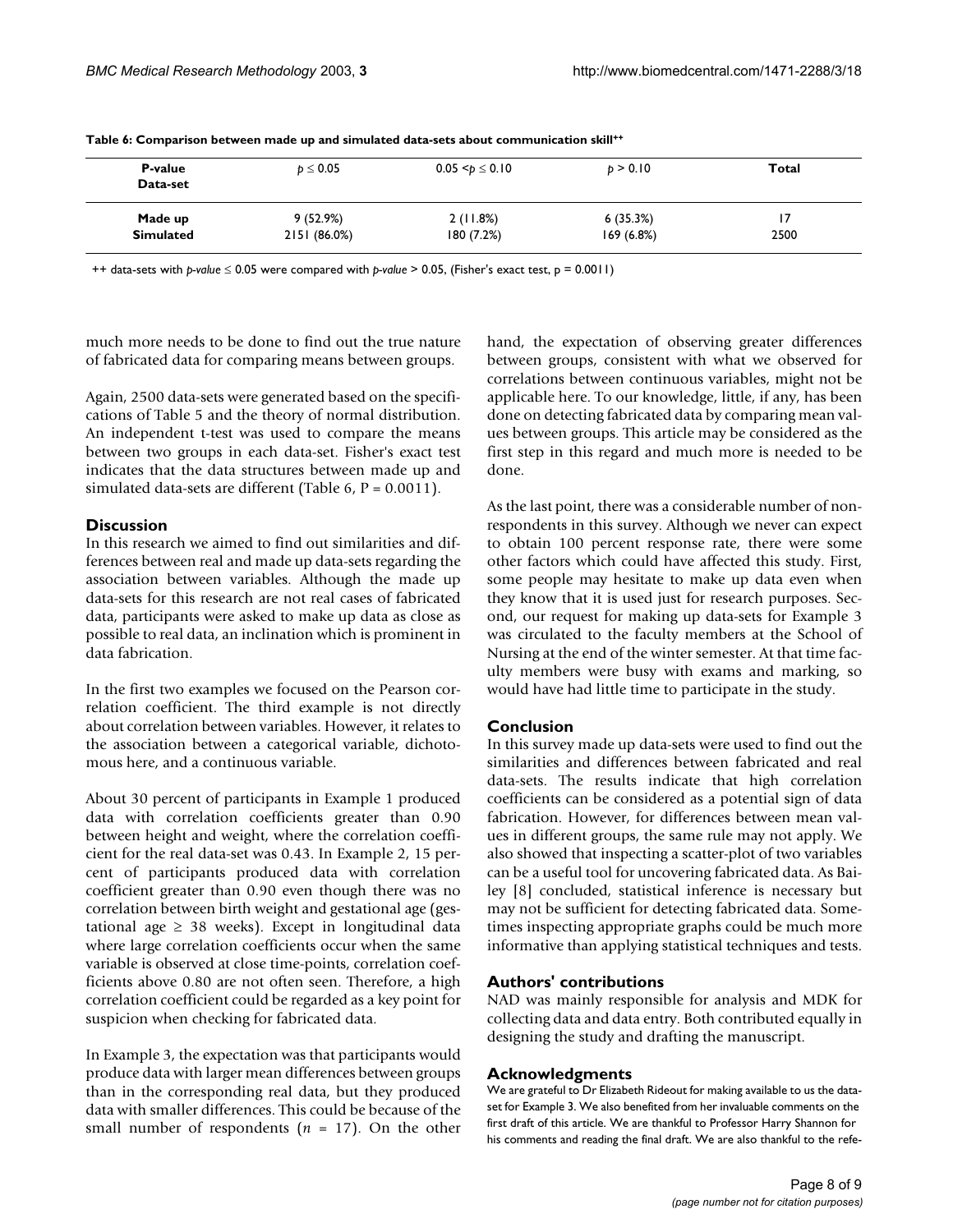**Table 6: Comparison between made up and simulated data-sets about communication skill++**

| P-value Data-set | $p \leq 0.05$ | $0.05 < p \leq 0.10$ | $p > 0.10$ | Total |
| --- | --- | --- | --- | --- |
| **Made up** | 9 (52.9%) | 2 (11.8%) | 6 (35.3%) | 17 |
| **Simulated** | 2151 (86.0%) | 180 (7.2%) | 169 (6.8%) | 2500 |

++ data-sets with *p-value* $\leq$ 0.05 were compared with *p-value* > 0.05, (Fisher's exact test, p = 0.0011)

much more needs to be done to find out the true nature of fabricated data for comparing means between groups.

Again, 2500 data-sets were generated based on the specifications of Table 5 and the theory of normal distribution. An independent t-test was used to compare the means between two groups in each data-set. Fisher's exact test indicates that the data structures between made up and simulated data-sets are different (Table 6, P = 0.0011).

## Discussion

In this research we aimed to find out similarities and differences between real and made up data-sets regarding the association between variables. Although the made up data-sets for this research are not real cases of fabricated data, participants were asked to make up data as close as possible to real data, an inclination which is prominent in data fabrication.

In the first two examples we focused on the Pearson correlation coefficient. The third example is not directly about correlation between variables. However, it relates to the association between a categorical variable, dichotomous here, and a continuous variable.

About 30 percent of participants in Example 1 produced data with correlation coefficients greater than 0.90 between height and weight, where the correlation coefficient for the real data-set was 0.43. In Example 2, 15 percent of participants produced data with correlation coefficient greater than 0.90 even though there was no correlation between birth weight and gestational age (gestational age $\geq$ 38 weeks). Except in longitudinal data where large correlation coefficients occur when the same variable is observed at close time-points, correlation coefficients above 0.80 are not often seen. Therefore, a high correlation coefficient could be regarded as a key point for suspicion when checking for fabricated data.

In Example 3, the expectation was that participants would produce data with larger mean differences between groups than in the corresponding real data, but they produced data with smaller differences. This could be because of the small number of respondents ($n$ = 17). On the other hand, the expectation of observing greater differences between groups, consistent with what we observed for correlations between continuous variables, might not be applicable here. To our knowledge, little, if any, has been done on detecting fabricated data by comparing mean values between groups. This article may be considered as the first step in this regard and much more is needed to be done.

As the last point, there was a considerable number of non-respondents in this survey. Although we never can expect to obtain 100 percent response rate, there were some other factors which could have affected this study. First, some people may hesitate to make up data even when they know that it is used just for research purposes. Second, our request for making up data-sets for Example 3 was circulated to the faculty members at the School of Nursing at the end of the winter semester. At that time faculty members were busy with exams and marking, so would have had little time to participate in the study.

## Conclusion

In this survey made up data-sets were used to find out the similarities and differences between fabricated and real data-sets. The results indicate that high correlation coefficients can be considered as a potential sign of data fabrication. However, for differences between mean values in different groups, the same rule may not apply. We also showed that inspecting a scatter-plot of two variables can be a useful tool for uncovering fabricated data. As Bailey [8] concluded, statistical inference is necessary but may not be sufficient for detecting fabricated data. Sometimes inspecting appropriate graphs could be much more informative than applying statistical techniques and tests.

## Authors' contributions

NAD was mainly responsible for analysis and MDK for collecting data and data entry. Both contributed equally in designing the study and drafting the manuscript.

## Acknowledgments

We are grateful to Dr Elizabeth Rideout for making available to us the data-set for Example 3. We also benefited from her invaluable comments on the first draft of this article. We are thankful to Professor Harry Shannon for his comments and reading the final draft. We are also thankful to the refe-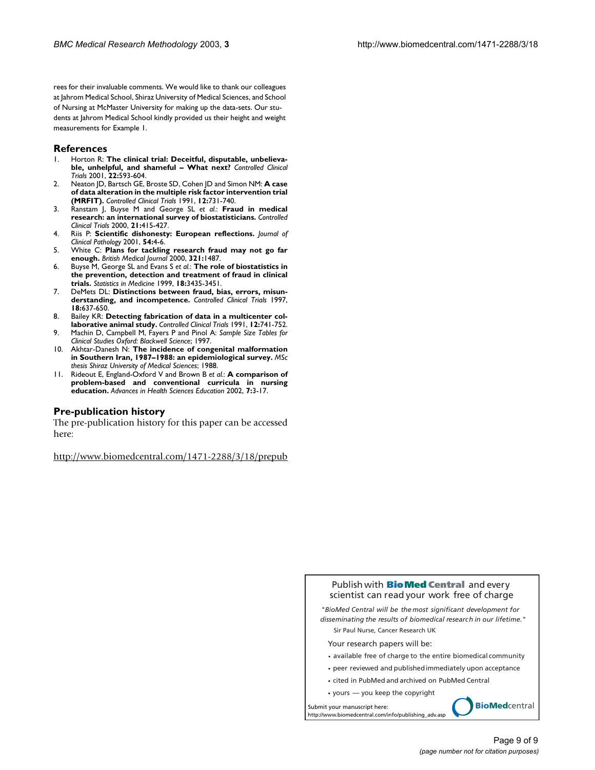rees for their invaluable comments. We would like to thank our colleagues at Jahrom Medical School, Shiraz University of Medical Sciences, and School of Nursing at McMaster University for making up the data-sets. Our students at Jahrom Medical School kindly provided us their height and weight measurements for Example 1.

## References

1. Horton R: **The clinical trial: Deceitful, disputable, unbelievable, unhelpful, and shameful – What next?** *Controlled Clinical Trials* 2001, **22:**593-604.
2. Neaton JD, Bartsch GE, Broste SD, Cohen JD and Simon NM: **A case of data alteration in the multiple risk factor intervention trial (MRFIT).** *Controlled Clinical Trials* 1991, **12:**731-740.
3. Ranstam J, Buyse M and George SL *et al.*: **Fraud in medical research: an international survey of biostatisticians.** *Controlled Clinical Trials* 2000, **21:**415-427.
4. Riis P: **Scientific dishonesty: European reflections.** *Journal of Clinical Pathology* 2001, **54:**4-6.
5. White C: **Plans for tackling research fraud may not go far enough.** *British Medical Journal* 2000, **321:**1487.
6. Buyse M, George SL and Evans S *et al.*: **The role of biostatistics in the prevention, detection and treatment of fraud in clinical trials.** *Statistics in Medicine* 1999, **18:**3435-3451.
7. DeMets DL: **Distinctions between fraud, bias, errors, misunderstanding, and incompetence.** *Controlled Clinical Trials* 1997, **18:**637-650.
8. Bailey KR: **Detecting fabrication of data in a multicenter collaborative animal study.** *Controlled Clinical Trials* 1991, **12:**741-752.
9. Machin D, Campbell M, Fayers P and Pinol A: *Sample Size Tables for Clinical Studies Oxford: Blackwell Science*; 1997.
10. Akhtar-Danesh N: **The incidence of congenital malformation in Southern Iran, 1987–1988: an epidemiological survey.** *MSc thesis Shiraz University of Medical Sciences*; 1988.
11. Rideout E, England-Oxford V and Brown B *et al.*: **A comparison of problem-based and conventional curricula in nursing education.** *Advances in Health Sciences Education* 2002, **7:**3-17.

## Pre-publication history

The pre-publication history for this paper can be accessed here:

http://www.biomedcentral.com/1471-2288/3/18/prepub

Publish with **BioMed Central** and every scientist can read your work free of charge

*"BioMed Central will be the most significant development for disseminating the results of biomedical research in our lifetime."*

Sir Paul Nurse, Cancer Research UK

Your research papers will be:

- available free of charge to the entire biomedical community
- peer reviewed and published immediately upon acceptance
- cited in PubMed and archived on PubMed Central
- yours — you keep the copyright

Submit your manuscript here:
http://www.biomedcentral.com/info/publishing_adv.asp

BioMedcentral